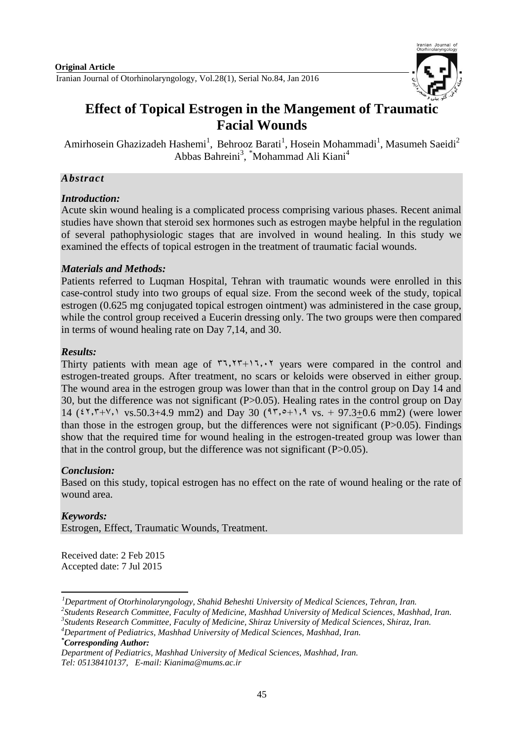**Original Article**

# Effect of Topical Estrogen in the Mangement of Traumatic Facial Wounds

Amirhosein Ghazizadeh Hashemi[1], Behrooz Barati[1], Hosein Mohammadi[1], Masumeh Saeidi[2] Abbas Bahreini[3], *Mohammad Ali Kiani[4]

## *Abstract*

### *Introduction:*

Acute skin wound healing is a complicated process comprising various phases. Recent animal studies have shown that steroid sex hormones such as estrogen maybe helpful in the regulation of several pathophysiologic stages that are involved in wound healing. In this study we examined the effects of topical estrogen in the treatment of traumatic facial wounds.

### *Materials and Methods:*

Patients referred to Luqman Hospital, Tehran with traumatic wounds were enrolled in this case-control study into two groups of equal size. From the second week of the study, topical estrogen (0.625 mg conjugated topical estrogen ointment) was administered in the case group, while the control group received a Eucerin dressing only. The two groups were then compared in terms of wound healing rate on Day 7,14, and 30.

### *Results:*

Thirty patients with mean age of ٣٦,٢٣+١٦,٠٢ years were compared in the control and estrogen-treated groups. After treatment, no scars or keloids were observed in either group. The wound area in the estrogen group was lower than that in the control group on Day 14 and 30, but the difference was not significant (P>0.05). Healing rates in the control group on Day 14 (٤٢,٣+٧,١ vs.50.3+4.9 mm2) and Day 30 (٩٣,٥+١,٩ vs. + 97.3±0.6 mm2) (were lower than those in the estrogen group, but the differences were not significant (P>0.05). Findings show that the required time for wound healing in the estrogen-treated group was lower than that in the control group, but the difference was not significant (P>0.05).

### *Conclusion:*

Based on this study, topical estrogen has no effect on the rate of wound healing or the rate of wound area.

### *Keywords:*

Estrogen, Effect, Traumatic Wounds, Treatment.

Received date: 2 Feb 2015
Accepted date: 7 Jul 2015

---

*[1]Department of Otorhinolaryngology, Shahid Beheshti University of Medical Sciences, Tehran, Iran.*
*[2]Students Research Committee, Faculty of Medicine, Mashhad University of Medical Sciences, Mashhad, Iran.*
*[3]Students Research Committee, Faculty of Medicine, Shiraz University of Medical Sciences, Shiraz, Iran.*
*[4]Department of Pediatrics, Mashhad University of Medical Sciences, Mashhad, Iran.*
***Corresponding Author:***
*Department of Pediatrics, Mashhad University of Medical Sciences, Mashhad, Iran.*
*Tel: 05138410137, E-mail: Kianima@mums.ac.ir*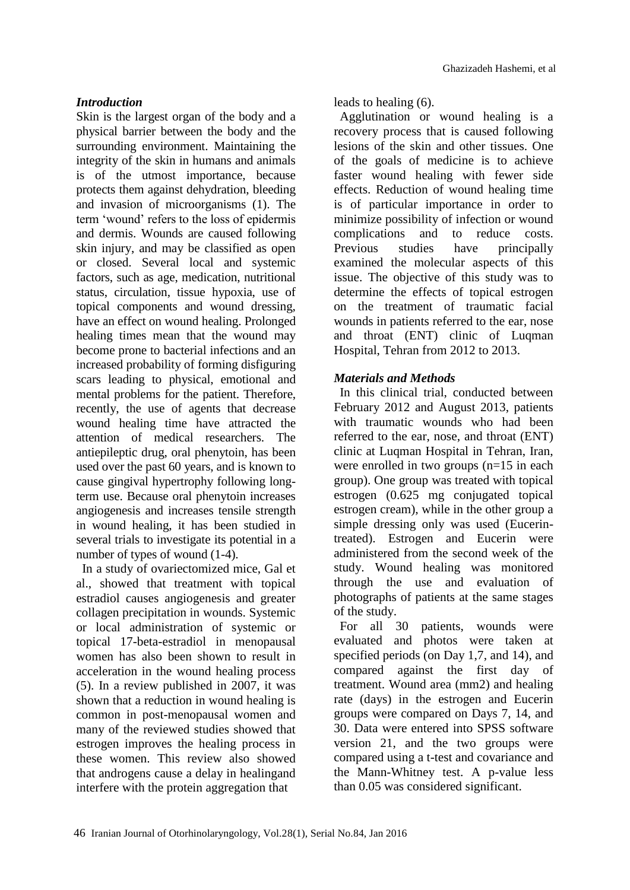## *Introduction*

Skin is the largest organ of the body and a physical barrier between the body and the surrounding environment. Maintaining the integrity of the skin in humans and animals is of the utmost importance, because protects them against dehydration, bleeding and invasion of microorganisms (1). The term 'wound' refers to the loss of epidermis and dermis. Wounds are caused following skin injury, and may be classified as open or closed. Several local and systemic factors, such as age, medication, nutritional status, circulation, tissue hypoxia, use of topical components and wound dressing, have an effect on wound healing. Prolonged healing times mean that the wound may become prone to bacterial infections and an increased probability of forming disfiguring scars leading to physical, emotional and mental problems for the patient. Therefore, recently, the use of agents that decrease wound healing time have attracted the attention of medical researchers. The antiepileptic drug, oral phenytoin, has been used over the past 60 years, and is known to cause gingival hypertrophy following long-term use. Because oral phenytoin increases angiogenesis and increases tensile strength in wound healing, it has been studied in several trials to investigate its potential in a number of types of wound (1-4).

In a study of ovariectomized mice, Gal et al., showed that treatment with topical estradiol causes angiogenesis and greater collagen precipitation in wounds. Systemic or local administration of systemic or topical 17-beta-estradiol in menopausal women has also been shown to result in acceleration in the wound healing process (5). In a review published in 2007, it was shown that a reduction in wound healing is common in post-menopausal women and many of the reviewed studies showed that estrogen improves the healing process in these women. This review also showed that androgens cause a delay in healingand interfere with the protein aggregation that leads to healing (6).

Agglutination or wound healing is a recovery process that is caused following lesions of the skin and other tissues. One of the goals of medicine is to achieve faster wound healing with fewer side effects. Reduction of wound healing time is of particular importance in order to minimize possibility of infection or wound complications and to reduce costs. Previous studies have principally examined the molecular aspects of this issue. The objective of this study was to determine the effects of topical estrogen on the treatment of traumatic facial wounds in patients referred to the ear, nose and throat (ENT) clinic of Luqman Hospital, Tehran from 2012 to 2013.

## *Materials and Methods*

In this clinical trial, conducted between February 2012 and August 2013, patients with traumatic wounds who had been referred to the ear, nose, and throat (ENT) clinic at Luqman Hospital in Tehran, Iran, were enrolled in two groups (n=15 in each group). One group was treated with topical estrogen (0.625 mg conjugated topical estrogen cream), while in the other group a simple dressing only was used (Eucerin-treated). Estrogen and Eucerin were administered from the second week of the study. Wound healing was monitored through the use and evaluation of photographs of patients at the same stages of the study.

For all 30 patients, wounds were evaluated and photos were taken at specified periods (on Day 1,7, and 14), and compared against the first day of treatment. Wound area (mm2) and healing rate (days) in the estrogen and Eucerin groups were compared on Days 7, 14, and 30. Data were entered into SPSS software version 21, and the two groups were compared using a t-test and covariance and the Mann-Whitney test. A p-value less than 0.05 was considered significant.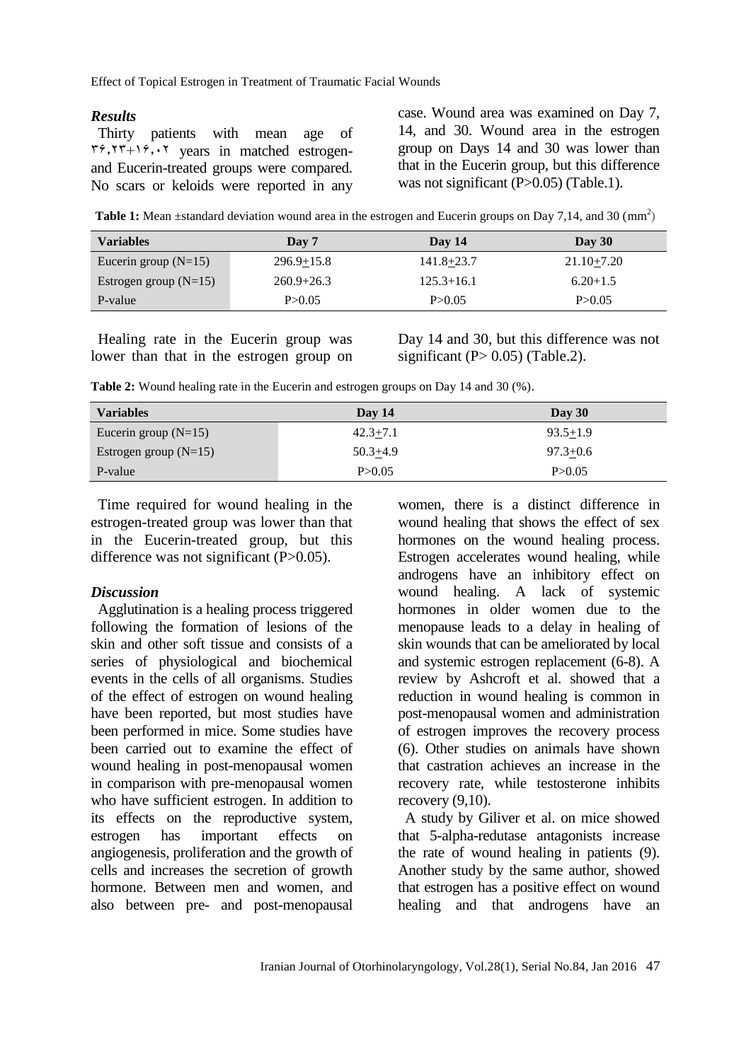### *Results*

Thirty patients with mean age of ۳۶,۲۳+۱۶,۰۲ years in matched estrogen- and Eucerin-treated groups were compared. No scars or keloids were reported in any case. Wound area was examined on Day 7, 14, and 30. Wound area in the estrogen group on Days 14 and 30 was lower than that in the Eucerin group, but this difference was not significant (P>0.05) (Table.1).

**Table 1:** Mean ±standard deviation wound area in the estrogen and Eucerin groups on Day 7,14, and 30 ($mm^2$)

| Variables | Day 7 | Day 14 | Day 30 |
|---|---|---|---|
| Eucerin group (N=15) | 296.9±15.8 | 141.8±23.7 | 21.10±7.20 |
| Estrogen group (N=15) | 260.9+26.3 | 125.3+16.1 | 6.20+1.5 |
| P-value | P>0.05 | P>0.05 | P>0.05 |

Healing rate in the Eucerin group was lower than that in the estrogen group on Day 14 and 30, but this difference was not significant (P> 0.05) (Table.2).

**Table 2:** Wound healing rate in the Eucerin and estrogen groups on Day 14 and 30 (%).

| Variables | Day 14 | Day 30 |
|---|---|---|
| Eucerin group (N=15) | 42.3±7.1 | 93.5±1.9 |
| Estrogen group (N=15) | 50.3±4.9 | 97.3±0.6 |
| P-value | P>0.05 | P>0.05 |

Time required for wound healing in the estrogen-treated group was lower than that in the Eucerin-treated group, but this difference was not significant (P>0.05).

### *Discussion*

Agglutination is a healing process triggered following the formation of lesions of the skin and other soft tissue and consists of a series of physiological and biochemical events in the cells of all organisms. Studies of the effect of estrogen on wound healing have been reported, but most studies have been performed in mice. Some studies have been carried out to examine the effect of wound healing in post-menopausal women in comparison with pre-menopausal women who have sufficient estrogen. In addition to its effects on the reproductive system, estrogen has important effects on angiogenesis, proliferation and the growth of cells and increases the secretion of growth hormone. Between men and women, and also between pre- and post-menopausal women, there is a distinct difference in wound healing that shows the effect of sex hormones on the wound healing process. Estrogen accelerates wound healing, while androgens have an inhibitory effect on wound healing. A lack of systemic hormones in older women due to the menopause leads to a delay in healing of skin wounds that can be ameliorated by local and systemic estrogen replacement (6-8). A review by Ashcroft et al. showed that a reduction in wound healing is common in post-menopausal women and administration of estrogen improves the recovery process (6). Other studies on animals have shown that castration achieves an increase in the recovery rate, while testosterone inhibits recovery (9,10).

A study by Giliver et al. on mice showed that 5-alpha-redutase antagonists increase the rate of wound healing in patients (9). Another study by the same author, showed that estrogen has a positive effect on wound healing and that androgens have an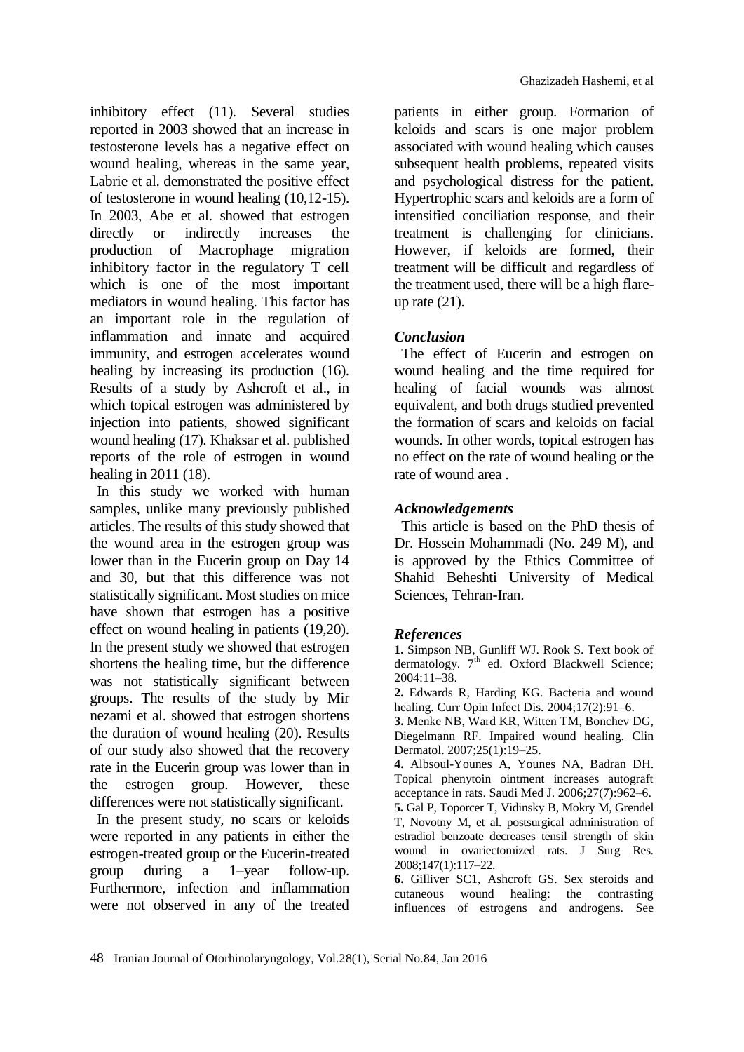inhibitory effect (11). Several studies reported in 2003 showed that an increase in testosterone levels has a negative effect on wound healing, whereas in the same year, Labrie et al. demonstrated the positive effect of testosterone in wound healing (10,12-15). In 2003, Abe et al. showed that estrogen directly or indirectly increases the production of Macrophage migration inhibitory factor in the regulatory T cell which is one of the most important mediators in wound healing. This factor has an important role in the regulation of inflammation and innate and acquired immunity, and estrogen accelerates wound healing by increasing its production (16). Results of a study by Ashcroft et al., in which topical estrogen was administered by injection into patients, showed significant wound healing (17). Khaksar et al. published reports of the role of estrogen in wound healing in 2011 (18).

In this study we worked with human samples, unlike many previously published articles. The results of this study showed that the wound area in the estrogen group was lower than in the Eucerin group on Day 14 and 30, but that this difference was not statistically significant. Most studies on mice have shown that estrogen has a positive effect on wound healing in patients (19,20). In the present study we showed that estrogen shortens the healing time, but the difference was not statistically significant between groups. The results of the study by Mir nezami et al. showed that estrogen shortens the duration of wound healing (20). Results of our study also showed that the recovery rate in the Eucerin group was lower than in the estrogen group. However, these differences were not statistically significant.

In the present study, no scars or keloids were reported in any patients in either the estrogen-treated group or the Eucerin-treated group during a 1–year follow-up. Furthermore, infection and inflammation were not observed in any of the treated patients in either group. Formation of keloids and scars is one major problem associated with wound healing which causes subsequent health problems, repeated visits and psychological distress for the patient. Hypertrophic scars and keloids are a form of intensified conciliation response, and their treatment is challenging for clinicians. However, if keloids are formed, their treatment will be difficult and regardless of the treatment used, there will be a high flare-up rate (21).

### *Conclusion*

The effect of Eucerin and estrogen on wound healing and the time required for healing of facial wounds was almost equivalent, and both drugs studied prevented the formation of scars and keloids on facial wounds. In other words, topical estrogen has no effect on the rate of wound healing or the rate of wound area .

### *Acknowledgements*

This article is based on the PhD thesis of Dr. Hossein Mohammadi (No. 249 M), and is approved by the Ethics Committee of Shahid Beheshti University of Medical Sciences, Tehran-Iran.

### *References*

**1.** Simpson NB, Gunliff WJ. Rook S. Text book of dermatology. 7th ed. Oxford Blackwell Science; 2004:11–38.

**2.** Edwards R, Harding KG. Bacteria and wound healing. Curr Opin Infect Dis. 2004;17(2):91–6.

**3.** Menke NB, Ward KR, Witten TM, Bonchev DG, Diegelmann RF. Impaired wound healing. Clin Dermatol. 2007;25(1):19–25.

**4.** Albsoul-Younes A, Younes NA, Badran DH. Topical phenytoin ointment increases autograft acceptance in rats. Saudi Med J. 2006;27(7):962–6.

**5.** Gal P, Toporcer T, Vidinsky B, Mokry M, Grendel T, Novotny M, et al. postsurgical administration of estradiol benzoate decreases tensil strength of skin wound in ovariectomized rats. J Surg Res. 2008;147(1):117–22.

**6.** Gilliver SC1, Ashcroft GS. Sex steroids and cutaneous wound healing: the contrasting influences of estrogens and androgens. See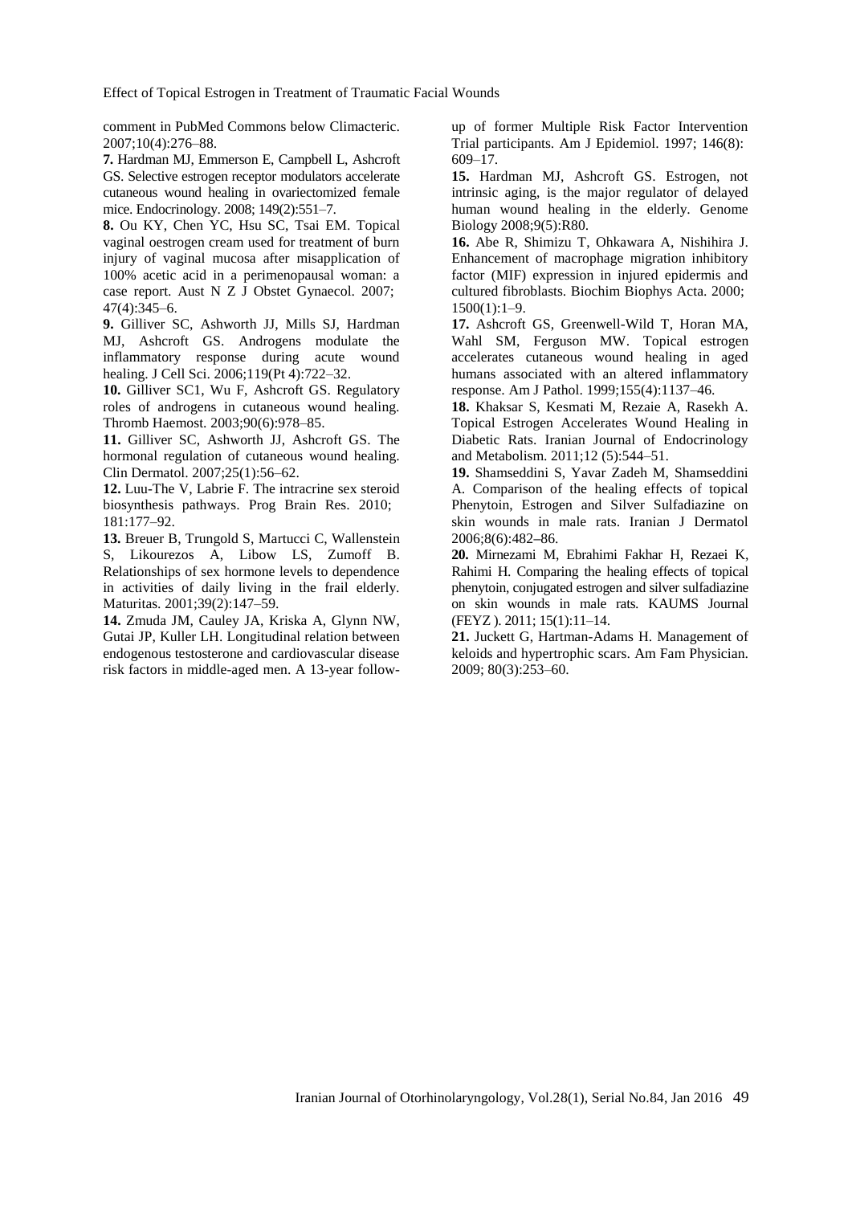comment in PubMed Commons below Climacteric. 2007;10(4):276–88.

**7.** Hardman MJ, Emmerson E, Campbell L, Ashcroft GS. Selective estrogen receptor modulators accelerate cutaneous wound healing in ovariectomized female mice. Endocrinology. 2008; 149(2):551–7.

**8.** Ou KY, Chen YC, Hsu SC, Tsai EM. Topical vaginal oestrogen cream used for treatment of burn injury of vaginal mucosa after misapplication of 100% acetic acid in a perimenopausal woman: a case report. Aust N Z J Obstet Gynaecol. 2007; 47(4):345–6.

**9.** Gilliver SC, Ashworth JJ, Mills SJ, Hardman MJ, Ashcroft GS. Androgens modulate the inflammatory response during acute wound healing. J Cell Sci. 2006;119(Pt 4):722–32.

**10.** Gilliver SC1, Wu F, Ashcroft GS. Regulatory roles of androgens in cutaneous wound healing. Thromb Haemost. 2003;90(6):978–85.

**11.** Gilliver SC, Ashworth JJ, Ashcroft GS. The hormonal regulation of cutaneous wound healing. Clin Dermatol. 2007;25(1):56–62.

**12.** Luu-The V, Labrie F. The intracrine sex steroid biosynthesis pathways. Prog Brain Res. 2010; 181:177–92.

**13.** Breuer B, Trungold S, Martucci C, Wallenstein S, Likourezos A, Libow LS, Zumoff B. Relationships of sex hormone levels to dependence in activities of daily living in the frail elderly. Maturitas. 2001;39(2):147–59.

**14.** Zmuda JM, Cauley JA, Kriska A, Glynn NW, Gutai JP, Kuller LH. Longitudinal relation between endogenous testosterone and cardiovascular disease risk factors in middle-aged men. A 13-year follow-up of former Multiple Risk Factor Intervention Trial participants. Am J Epidemiol. 1997; 146(8): 609–17.

**15.** Hardman MJ, Ashcroft GS. Estrogen, not intrinsic aging, is the major regulator of delayed human wound healing in the elderly. Genome Biology 2008;9(5):R80.

**16.** Abe R, Shimizu T, Ohkawara A, Nishihira J. Enhancement of macrophage migration inhibitory factor (MIF) expression in injured epidermis and cultured fibroblasts. Biochim Biophys Acta. 2000; 1500(1):1–9.

**17.** Ashcroft GS, Greenwell-Wild T, Horan MA, Wahl SM, Ferguson MW. Topical estrogen accelerates cutaneous wound healing in aged humans associated with an altered inflammatory response. Am J Pathol. 1999;155(4):1137–46.

**18.** Khaksar S, Kesmati M, Rezaie A, Rasekh A. Topical Estrogen Accelerates Wound Healing in Diabetic Rats. Iranian Journal of Endocrinology and Metabolism. 2011;12 (5):544–51.

**19.** Shamseddini S, Yavar Zadeh M, Shamseddini A. Comparison of the healing effects of topical Phenytoin, Estrogen and Silver Sulfadiazine on skin wounds in male rats. Iranian J Dermatol 2006;8(6):482–86.

**20.** Mirnezami M, Ebrahimi Fakhar H, Rezaei K, Rahimi H. Comparing the healing effects of topical phenytoin, conjugated estrogen and silver sulfadiazine on skin wounds in male rats. KAUMS Journal (FEYZ ). 2011; 15(1):11–14.

**21.** Juckett G, Hartman-Adams H. Management of keloids and hypertrophic scars. Am Fam Physician. 2009; 80(3):253–60.